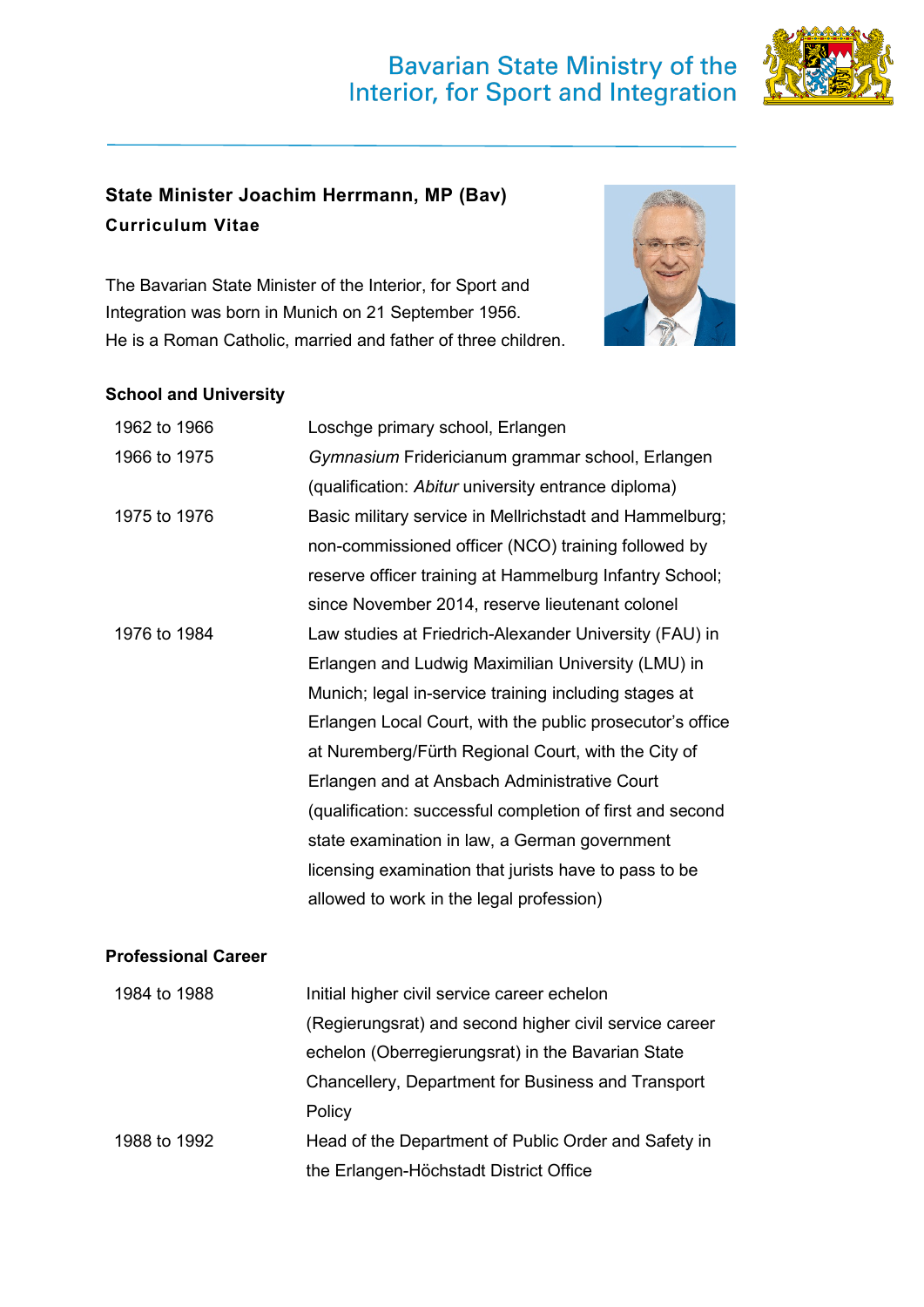Bavarian State Ministry of the Interior, for Sport and Integration

# State Minister Joachim Herrmann, MP (Bav)

## Curriculum Vitae

The Bavarian State Minister of the Interior, for Sport and Integration was born in Munich on 21 September 1956. He is a Roman Catholic, married and father of three children.

### School and University

| | |
|---|---|
| 1962 to 1966 | Loschge primary school, Erlangen |
| 1966 to 1975 | *Gymnasium* Fridericianum grammar school, Erlangen (qualification: *Abitur* university entrance diploma) |
| 1975 to 1976 | Basic military service in Mellrichstadt and Hammelburg; non-commissioned officer (NCO) training followed by reserve officer training at Hammelburg Infantry School; since November 2014, reserve lieutenant colonel |
| 1976 to 1984 | Law studies at Friedrich-Alexander University (FAU) in Erlangen and Ludwig Maximilian University (LMU) in Munich; legal in-service training including stages at Erlangen Local Court, with the public prosecutor's office at Nuremberg/Fürth Regional Court, with the City of Erlangen and at Ansbach Administrative Court (qualification: successful completion of first and second state examination in law, a German government licensing examination that jurists have to pass to be allowed to work in the legal profession) |

### Professional Career

| | |
|---|---|
| 1984 to 1988 | Initial higher civil service career echelon (Regierungsrat) and second higher civil service career echelon (Oberregierungsrat) in the Bavarian State Chancellery, Department for Business and Transport Policy |
| 1988 to 1992 | Head of the Department of Public Order and Safety in the Erlangen-Höchstadt District Office |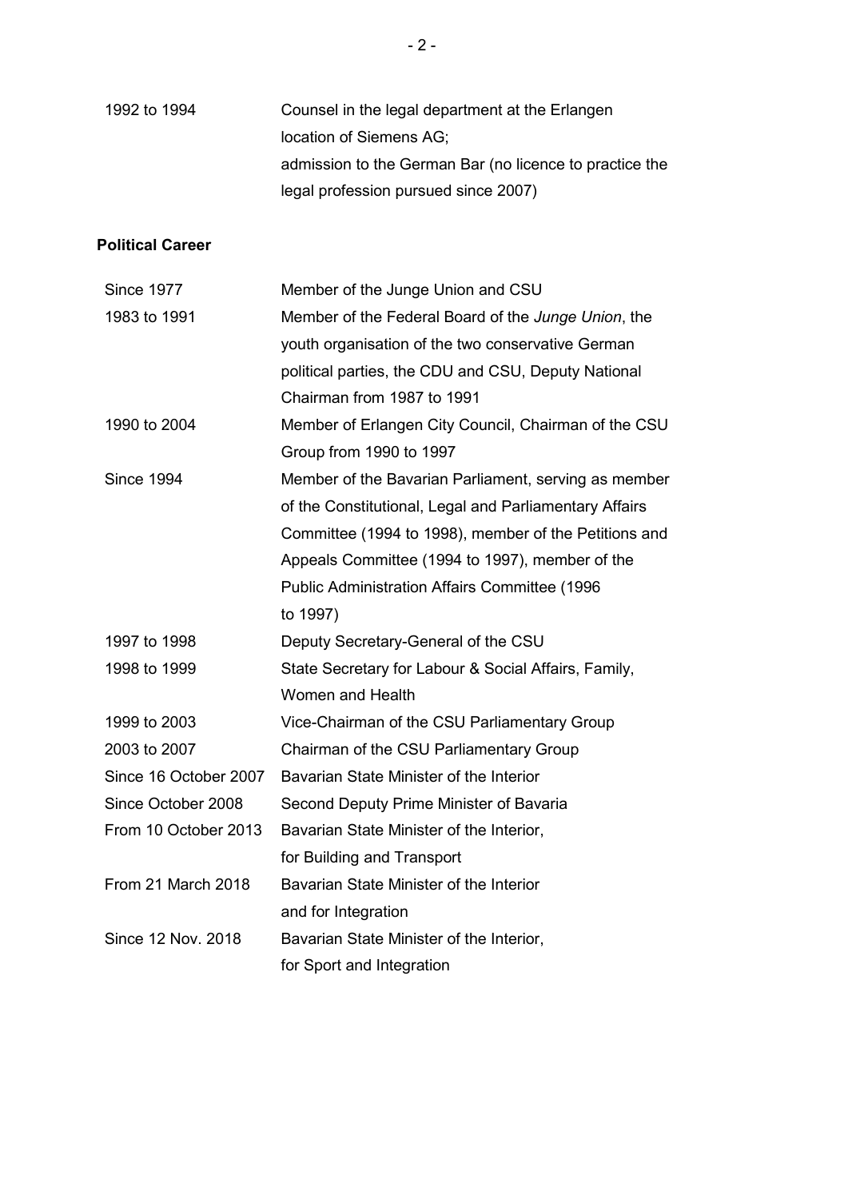| | |
|---|---|
| 1992 to 1994 | Counsel in the legal department at the Erlangen location of Siemens AG; admission to the German Bar (no licence to practice the legal profession pursued since 2007) |

**Political Career**

| | |
|---|---|
| Since 1977 | Member of the Junge Union and CSU |
| 1983 to 1991 | Member of the Federal Board of the *Junge Union*, the youth organisation of the two conservative German political parties, the CDU and CSU, Deputy National Chairman from 1987 to 1991 |
| 1990 to 2004 | Member of Erlangen City Council, Chairman of the CSU Group from 1990 to 1997 |
| Since 1994 | Member of the Bavarian Parliament, serving as member of the Constitutional, Legal and Parliamentary Affairs Committee (1994 to 1998), member of the Petitions and Appeals Committee (1994 to 1997), member of the Public Administration Affairs Committee (1996 to 1997) |
| 1997 to 1998 | Deputy Secretary-General of the CSU |
| 1998 to 1999 | State Secretary for Labour & Social Affairs, Family, Women and Health |
| 1999 to 2003 | Vice-Chairman of the CSU Parliamentary Group |
| 2003 to 2007 | Chairman of the CSU Parliamentary Group |
| Since 16 October 2007 | Bavarian State Minister of the Interior |
| Since October 2008 | Second Deputy Prime Minister of Bavaria |
| From 10 October 2013 | Bavarian State Minister of the Interior, for Building and Transport |
| From 21 March 2018 | Bavarian State Minister of the Interior and for Integration |
| Since 12 Nov. 2018 | Bavarian State Minister of the Interior, for Sport and Integration |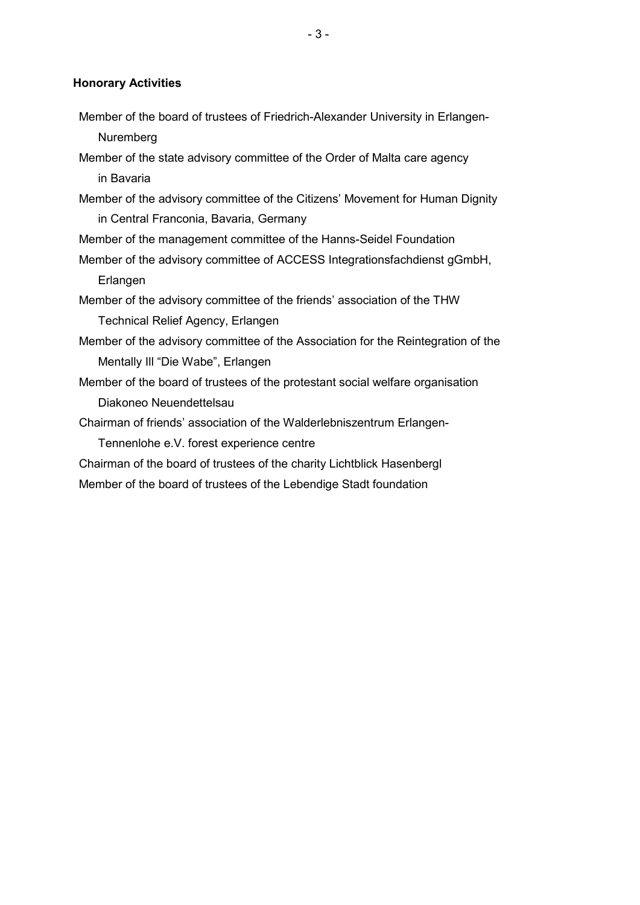**Honorary Activities**

Member of the board of trustees of Friedrich-Alexander University in Erlangen-Nuremberg

Member of the state advisory committee of the Order of Malta care agency in Bavaria

Member of the advisory committee of the Citizens' Movement for Human Dignity in Central Franconia, Bavaria, Germany

Member of the management committee of the Hanns-Seidel Foundation

Member of the advisory committee of ACCESS Integrationsfachdienst gGmbH, Erlangen

Member of the advisory committee of the friends' association of the THW Technical Relief Agency, Erlangen

Member of the advisory committee of the Association for the Reintegration of the Mentally Ill "Die Wabe", Erlangen

Member of the board of trustees of the protestant social welfare organisation Diakoneo Neuendettelsau

Chairman of friends' association of the Walderlebniszentrum Erlangen-Tennenlohe e.V. forest experience centre

Chairman of the board of trustees of the charity Lichtblick Hasenbergl

Member of the board of trustees of the Lebendige Stadt foundation